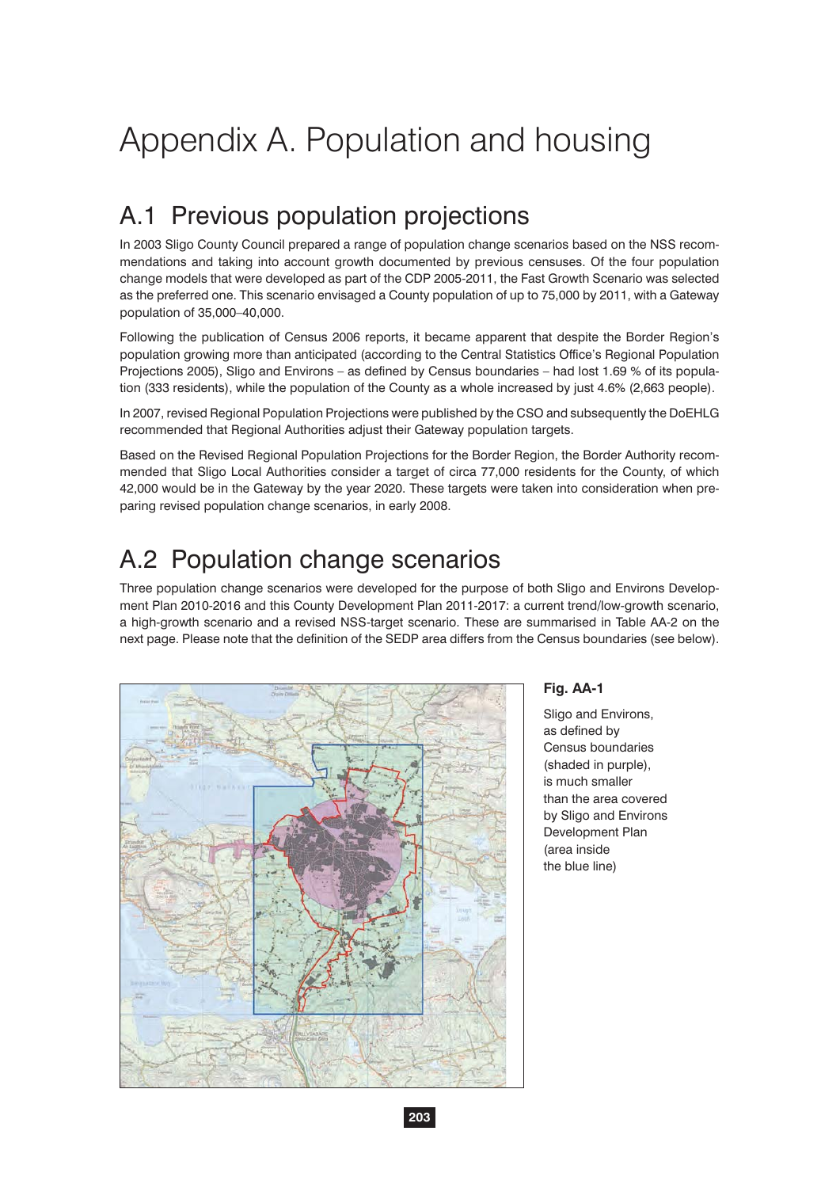# Appendix A. Population and housing

## A.1 Previous population projections

In 2003 Sligo County Council prepared a range of population change scenarios based on the NSS recommendations and taking into account growth documented by previous censuses. Of the four population change models that were developed as part of the CDP 2005-2011, the Fast Growth Scenario was selected as the preferred one. This scenario envisaged a County population of up to 75,000 by 2011, with a Gateway population of 35,000–40,000.

Following the publication of Census 2006 reports, it became apparent that despite the Border Region's population growing more than anticipated (according to the Central Statistics Office's Regional Population Projections 2005), Sligo and Environs – as defined by Census boundaries – had lost 1.69 % of its population (333 residents), while the population of the County as a whole increased by just 4.6% (2,663 people).

In 2007, revised Regional Population Projections were published by the CSO and subsequently the DoEHLG recommended that Regional Authorities adjust their Gateway population targets.

Based on the Revised Regional Population Projections for the Border Region, the Border Authority recommended that Sligo Local Authorities consider a target of circa 77,000 residents for the County, of which 42,000 would be in the Gateway by the year 2020. These targets were taken into consideration when preparing revised population change scenarios, in early 2008.

## A.2 Population change scenarios

Three population change scenarios were developed for the purpose of both Sligo and Environs Development Plan 2010-2016 and this County Development Plan 2011-2017: a current trend/low-growth scenario, a high-growth scenario and a revised NSS-target scenario. These are summarised in Table AA-2 on the next page. Please note that the definition of the SEDP area differs from the Census boundaries (see below).

**Fig. AA-1**

Sligo and Environs, as defined by Census boundaries (shaded in purple), is much smaller than the area covered by Sligo and Environs Development Plan (area inside the blue line)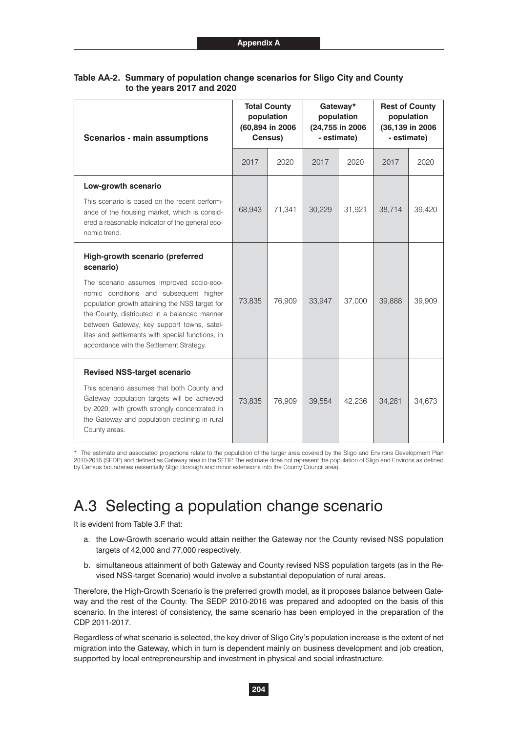**Table AA-2. Summary of population change scenarios for Sligo City and County to the years 2017 and 2020**

| Scenarios - main assumptions | Total County population (60,894 in 2006 Census) | | Gateway* population (24,755 in 2006 - estimate) | | Rest of County population (36,139 in 2006 - estimate) | |
|---|---|---|---|---|---|---|
| | 2017 | 2020 | 2017 | 2020 | 2017 | 2020 |
| **Low-growth scenario** This scenario is based on the recent performance of the housing market, which is considered a reasonable indicator of the general economic trend. | 68,943 | 71,341 | 30,229 | 31,921 | 38,714 | 39,420 |
| **High-growth scenario (preferred scenario)** The scenario assumes improved socio-economic conditions and subsequent higher population growth attaining the NSS target for the County, distributed in a balanced manner between Gateway, key support towns, satellites and settlements with special functions, in accordance with the Settlement Strategy. | 73,835 | 76,909 | 33,947 | 37,000 | 39,888 | 39,909 |
| **Revised NSS-target scenario** This scenario assumes that both County and Gateway population targets will be achieved by 2020, with growth strongly concentrated in the Gateway and population declining in rural County areas. | 73,835 | 76,909 | 39,554 | 42,236 | 34,281 | 34,673 |

\* The estimate and associated projections relate to the population of the larger area covered by the Sligo and Environs Development Plan 2010-2016 (SEDP) and defined as Gateway area in the SEDP. The estimate does not represent the population of Sligo and Environs as defined by Census boundaries (essentially Sligo Borough and minor extensions into the County Council area).

# A.3 Selecting a population change scenario

It is evident from Table 3.F that:

a. the Low-Growth scenario would attain neither the Gateway nor the County revised NSS population targets of 42,000 and 77,000 respectively.

b. simultaneous attainment of both Gateway and County revised NSS population targets (as in the Revised NSS-target Scenario) would involve a substantial depopulation of rural areas.

Therefore, the High-Growth Scenario is the preferred growth model, as it proposes balance between Gateway and the rest of the County. The SEDP 2010-2016 was prepared and adoopted on the basis of this scenario. In the interest of consistency, the same scenario has been employed in the preparation of the CDP 2011-2017.

Regardless of what scenario is selected, the key driver of Sligo City's population increase is the extent of net migration into the Gateway, which in turn is dependent mainly on business development and job creation, supported by local entrepreneurship and investment in physical and social infrastructure.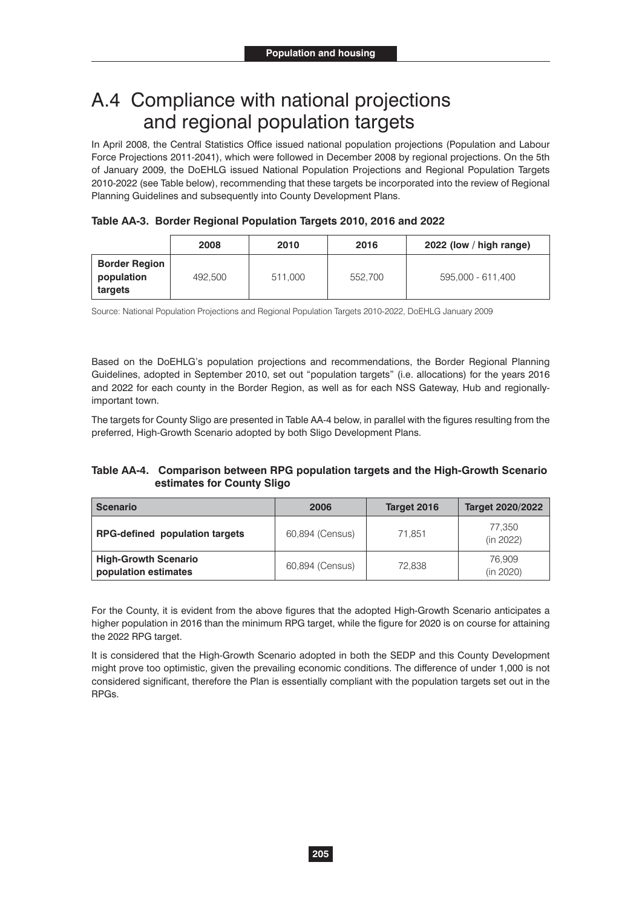# A.4 Compliance with national projections and regional population targets

In April 2008, the Central Statistics Office issued national population projections (Population and Labour Force Projections 2011-2041), which were followed in December 2008 by regional projections. On the 5th of January 2009, the DoEHLG issued National Population Projections and Regional Population Targets 2010-2022 (see Table below), recommending that these targets be incorporated into the review of Regional Planning Guidelines and subsequently into County Development Plans.

**Table AA-3. Border Regional Population Targets 2010, 2016 and 2022**

| | 2008 | 2010 | 2016 | 2022 (low / high range) |
|---|---|---|---|---|
| **Border Region population targets** | 492,500 | 511,000 | 552,700 | 595,000 - 611,400 |

Source: National Population Projections and Regional Population Targets 2010-2022, DoEHLG January 2009

Based on the DoEHLG's population projections and recommendations, the Border Regional Planning Guidelines, adopted in September 2010, set out "population targets" (i.e. allocations) for the years 2016 and 2022 for each county in the Border Region, as well as for each NSS Gateway, Hub and regionally-important town.

The targets for County Sligo are presented in Table AA-4 below, in parallel with the figures resulting from the preferred, High-Growth Scenario adopted by both Sligo Development Plans.

**Table AA-4. Comparison between RPG population targets and the High-Growth Scenario estimates for County Sligo**

| Scenario | 2006 | Target 2016 | Target 2020/2022 |
|---|---|---|---|
| **RPG-defined population targets** | 60,894 (Census) | 71,851 | 77,350 (in 2022) |
| **High-Growth Scenario population estimates** | 60,894 (Census) | 72,838 | 76,909 (in 2020) |

For the County, it is evident from the above figures that the adopted High-Growth Scenario anticipates a higher population in 2016 than the minimum RPG target, while the figure for 2020 is on course for attaining the 2022 RPG target.

It is considered that the High-Growth Scenario adopted in both the SEDP and this County Development might prove too optimistic, given the prevailing economic conditions. The difference of under 1,000 is not considered significant, therefore the Plan is essentially compliant with the population targets set out in the RPGs.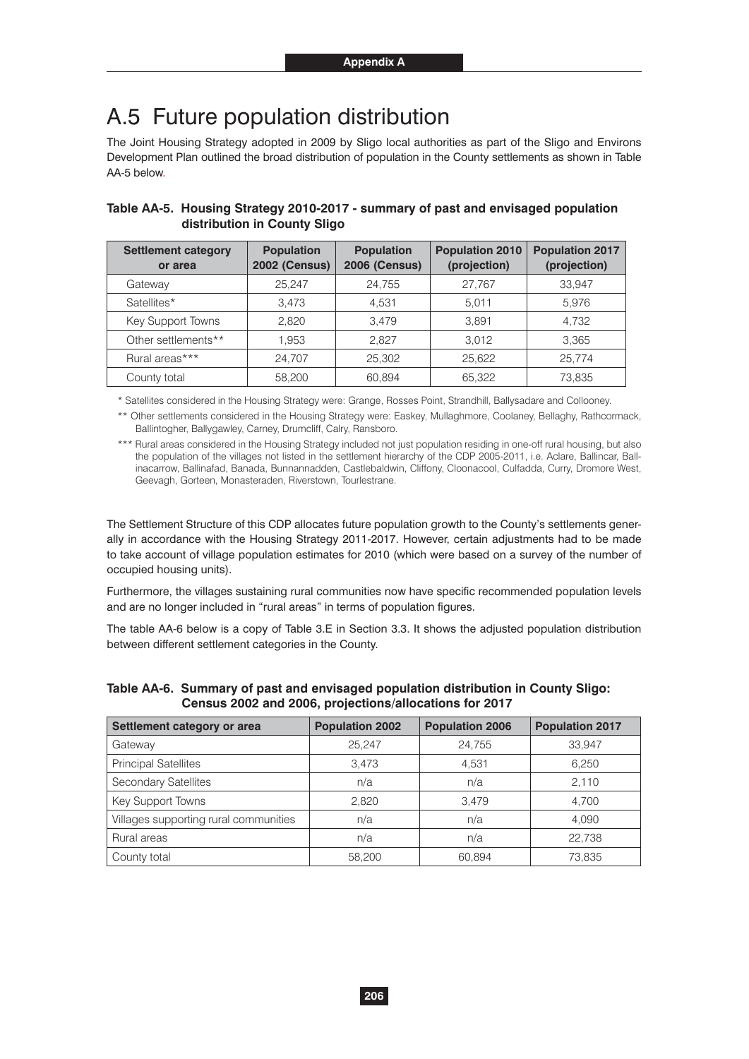# A.5 Future population distribution

The Joint Housing Strategy adopted in 2009 by Sligo local authorities as part of the Sligo and Environs Development Plan outlined the broad distribution of population in the County settlements as shown in Table AA-5 below.

**Table AA-5. Housing Strategy 2010-2017 - summary of past and envisaged population distribution in County Sligo**

| Settlement category or area | Population 2002 (Census) | Population 2006 (Census) | Population 2010 (projection) | Population 2017 (projection) |
|---|---|---|---|---|
| Gateway | 25,247 | 24,755 | 27,767 | 33,947 |
| Satellites* | 3,473 | 4,531 | 5,011 | 5,976 |
| Key Support Towns | 2,820 | 3,479 | 3,891 | 4,732 |
| Other settlements** | 1,953 | 2,827 | 3,012 | 3,365 |
| Rural areas*** | 24,707 | 25,302 | 25,622 | 25,774 |
| County total | 58,200 | 60,894 | 65,322 | 73,835 |

\* Satellites considered in the Housing Strategy were: Grange, Rosses Point, Strandhill, Ballysadare and Collooney.

\*\* Other settlements considered in the Housing Strategy were: Easkey, Mullaghmore, Coolaney, Bellaghy, Rathcormack, Ballintogher, Ballygawley, Carney, Drumcliff, Calry, Ransboro.

\*\*\* Rural areas considered in the Housing Strategy included not just population residing in one-off rural housing, but also the population of the villages not listed in the settlement hierarchy of the CDP 2005-2011, i.e. Aclare, Ballincar, Ballinacarrow, Ballinafad, Banada, Bunnannadden, Castlebaldwin, Cliffony, Cloonacool, Culfadda, Curry, Dromore West, Geevagh, Gorteen, Monasteraden, Riverstown, Tourlestrane.

The Settlement Structure of this CDP allocates future population growth to the County's settlements generally in accordance with the Housing Strategy 2011-2017. However, certain adjustments had to be made to take account of village population estimates for 2010 (which were based on a survey of the number of occupied housing units).

Furthermore, the villages sustaining rural communities now have specific recommended population levels and are no longer included in "rural areas" in terms of population figures.

The table AA-6 below is a copy of Table 3.E in Section 3.3. It shows the adjusted population distribution between different settlement categories in the County.

**Table AA-6. Summary of past and envisaged population distribution in County Sligo: Census 2002 and 2006, projections/allocations for 2017**

| Settlement category or area | Population 2002 | Population 2006 | Population 2017 |
|---|---|---|---|
| Gateway | 25,247 | 24,755 | 33,947 |
| Principal Satellites | 3,473 | 4,531 | 6,250 |
| Secondary Satellites | n/a | n/a | 2,110 |
| Key Support Towns | 2,820 | 3,479 | 4,700 |
| Villages supporting rural communities | n/a | n/a | 4,090 |
| Rural areas | n/a | n/a | 22,738 |
| County total | 58,200 | 60,894 | 73,835 |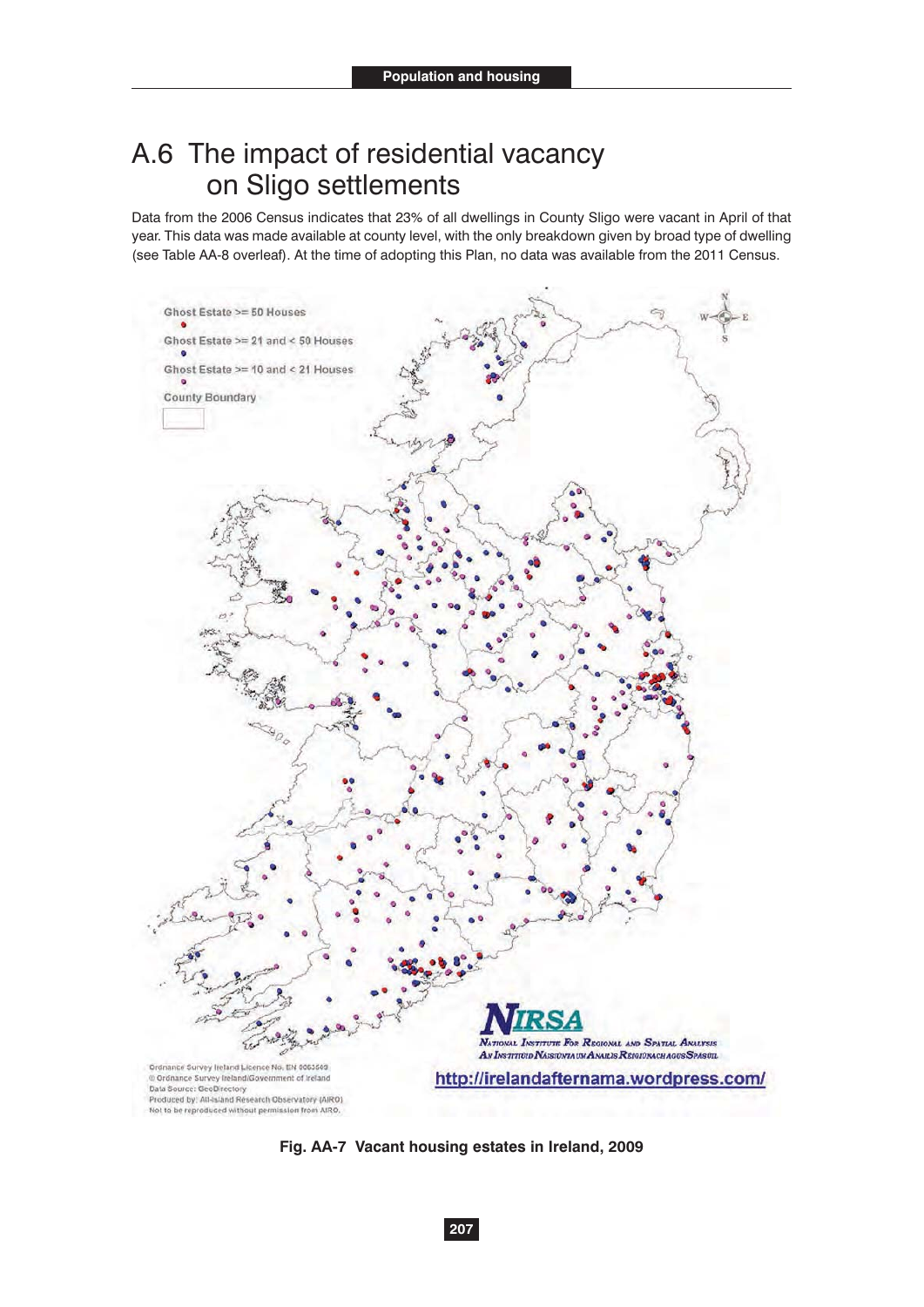# A.6 The impact of residential vacancy on Sligo settlements

Data from the 2006 Census indicates that 23% of all dwellings in County Sligo were vacant in April of that year. This data was made available at county level, with the only breakdown given by broad type of dwelling (see Table AA-8 overleaf). At the time of adopting this Plan, no data was available from the 2011 Census.

Fig. AA-7 Vacant housing estates in Ireland, 2009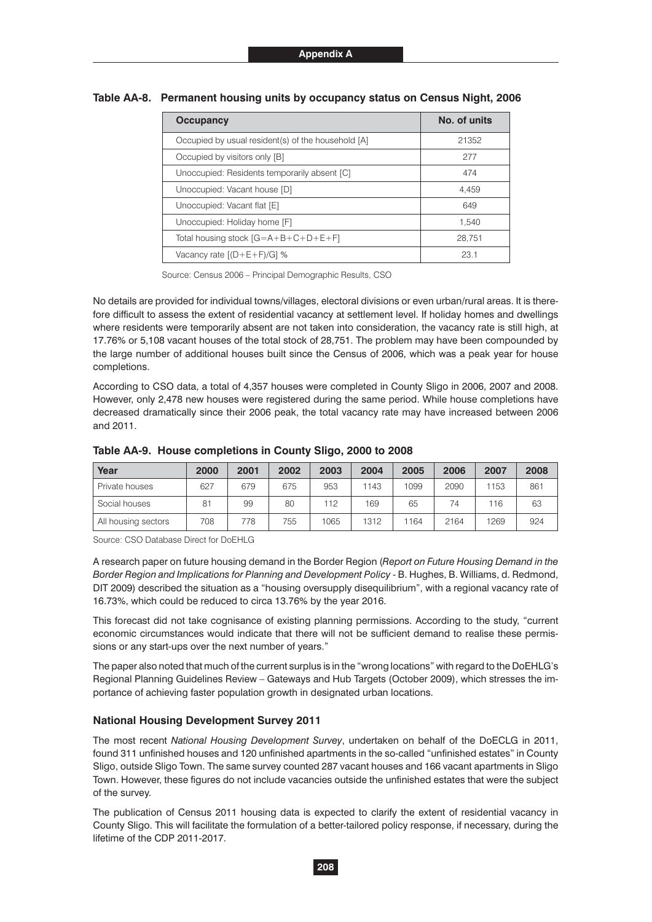**Table AA-8. Permanent housing units by occupancy status on Census Night, 2006**

| Occupancy | No. of units |
|---|---|
| Occupied by usual resident(s) of the household [A] | 21352 |
| Occupied by visitors only [B] | 277 |
| Unoccupied: Residents temporarily absent [C] | 474 |
| Unoccupied: Vacant house [D] | 4,459 |
| Unoccupied: Vacant flat [E] | 649 |
| Unoccupied: Holiday home [F] | 1,540 |
| Total housing stock [G=A+B+C+D+E+F] | 28,751 |
| Vacancy rate [(D+E+F)/G] % | 23.1 |

Source: Census 2006 – Principal Demographic Results, CSO

No details are provided for individual towns/villages, electoral divisions or even urban/rural areas. It is therefore difficult to assess the extent of residential vacancy at settlement level. If holiday homes and dwellings where residents were temporarily absent are not taken into consideration, the vacancy rate is still high, at 17.76% or 5,108 vacant houses of the total stock of 28,751. The problem may have been compounded by the large number of additional houses built since the Census of 2006, which was a peak year for house completions.

According to CSO data, a total of 4,357 houses were completed in County Sligo in 2006, 2007 and 2008. However, only 2,478 new houses were registered during the same period. While house completions have decreased dramatically since their 2006 peak, the total vacancy rate may have increased between 2006 and 2011.

**Table AA-9. House completions in County Sligo, 2000 to 2008**

| Year | 2000 | 2001 | 2002 | 2003 | 2004 | 2005 | 2006 | 2007 | 2008 |
|---|---|---|---|---|---|---|---|---|---|
| Private houses | 627 | 679 | 675 | 953 | 1143 | 1099 | 2090 | 1153 | 861 |
| Social houses | 81 | 99 | 80 | 112 | 169 | 65 | 74 | 116 | 63 |
| All housing sectors | 708 | 778 | 755 | 1065 | 1312 | 1164 | 2164 | 1269 | 924 |

Source: CSO Database Direct for DoEHLG

A research paper on future housing demand in the Border Region (*Report on Future Housing Demand in the Border Region and Implications for Planning and Development Policy* - B. Hughes, B. Williams, d. Redmond, DIT 2009) described the situation as a "housing oversupply disequilibrium", with a regional vacancy rate of 16.73%, which could be reduced to circa 13.76% by the year 2016.

This forecast did not take cognisance of existing planning permissions. According to the study, "current economic circumstances would indicate that there will not be sufficient demand to realise these permissions or any start-ups over the next number of years."

The paper also noted that much of the current surplus is in the "wrong locations" with regard to the DoEHLG's Regional Planning Guidelines Review – Gateways and Hub Targets (October 2009), which stresses the importance of achieving faster population growth in designated urban locations.

### National Housing Development Survey 2011

The most recent *National Housing Development Survey*, undertaken on behalf of the DoECLG in 2011, found 311 unfinished houses and 120 unfinished apartments in the so-called "unfinished estates" in County Sligo, outside Sligo Town. The same survey counted 287 vacant houses and 166 vacant apartments in Sligo Town. However, these figures do not include vacancies outside the unfinished estates that were the subject of the survey.

The publication of Census 2011 housing data is expected to clarify the extent of residential vacancy in County Sligo. This will facilitate the formulation of a better-tailored policy response, if necessary, during the lifetime of the CDP 2011-2017.